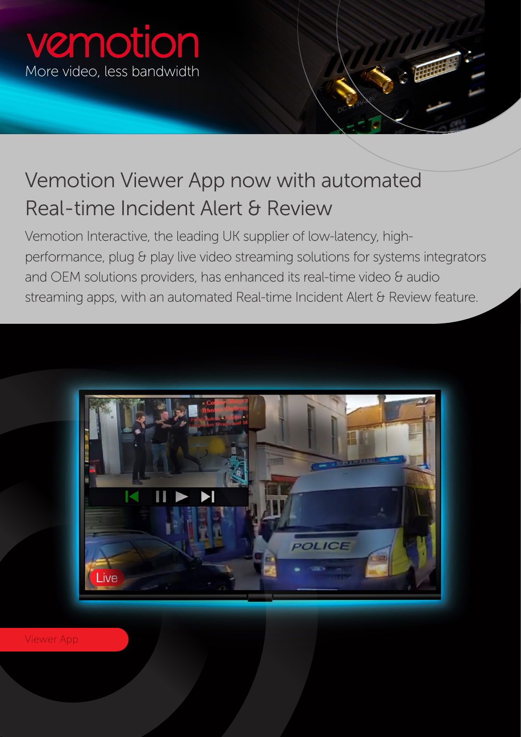# vemotion

More video, less bandwidth

## Vemotion Viewer App now with automated Real-time Incident Alert & Review

Vemotion Interactive, the leading UK supplier of low-latency, high-performance, plug & play live video streaming solutions for systems integrators and OEM solutions providers, has enhanced its real-time video & audio streaming apps, with an automated Real-time Incident Alert & Review feature.

Viewer App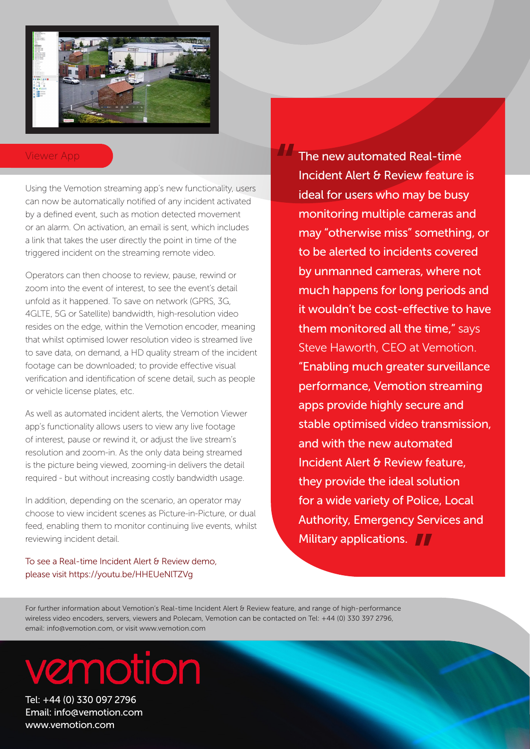## Viewer App

Using the Vemotion streaming app's new functionality, users can now be automatically notified of any incident activated by a defined event, such as motion detected movement or an alarm. On activation, an email is sent, which includes a link that takes the user directly the point in time of the triggered incident on the streaming remote video.

Operators can then choose to review, pause, rewind or zoom into the event of interest, to see the event's detail unfold as it happened. To save on network (GPRS, 3G, 4GLTE, 5G or Satellite) bandwidth, high-resolution video resides on the edge, within the Vemotion encoder, meaning that whilst optimised lower resolution video is streamed live to save data, on demand, a HD quality stream of the incident footage can be downloaded; to provide effective visual verification and identification of scene detail, such as people or vehicle license plates, etc.

As well as automated incident alerts, the Vemotion Viewer app's functionality allows users to view any live footage of interest, pause or rewind it, or adjust the live stream's resolution and zoom-in. As the only data being streamed is the picture being viewed, zooming-in delivers the detail required - but without increasing costly bandwidth usage.

In addition, depending on the scenario, an operator may choose to view incident scenes as Picture-in-Picture, or dual feed, enabling them to monitor continuing live events, whilst reviewing incident detail.

To see a Real-time Incident Alert & Review demo, please visit https://youtu.be/HHEUeNlTZVg

> "The new automated Real-time Incident Alert & Review feature is ideal for users who may be busy monitoring multiple cameras and may "otherwise miss" something, or to be alerted to incidents covered by unmanned cameras, where not much happens for long periods and it wouldn't be cost-effective to have them monitored all the time," says Steve Haworth, CEO at Vemotion. "Enabling much greater surveillance performance, Vemotion streaming apps provide highly secure and stable optimised video transmission, and with the new automated Incident Alert & Review feature, they provide the ideal solution for a wide variety of Police, Local Authority, Emergency Services and Military applications."

For further information about Vemotion's Real-time Incident Alert & Review feature, and range of high-performance wireless video encoders, servers, viewers and Polecam, Vemotion can be contacted on Tel: +44 (0) 330 397 2796, email: info@vemotion.com, or visit www.vemotion.com

vemotion

Tel: +44 (0) 330 097 2796
Email: info@vemotion.com
www.vemotion.com